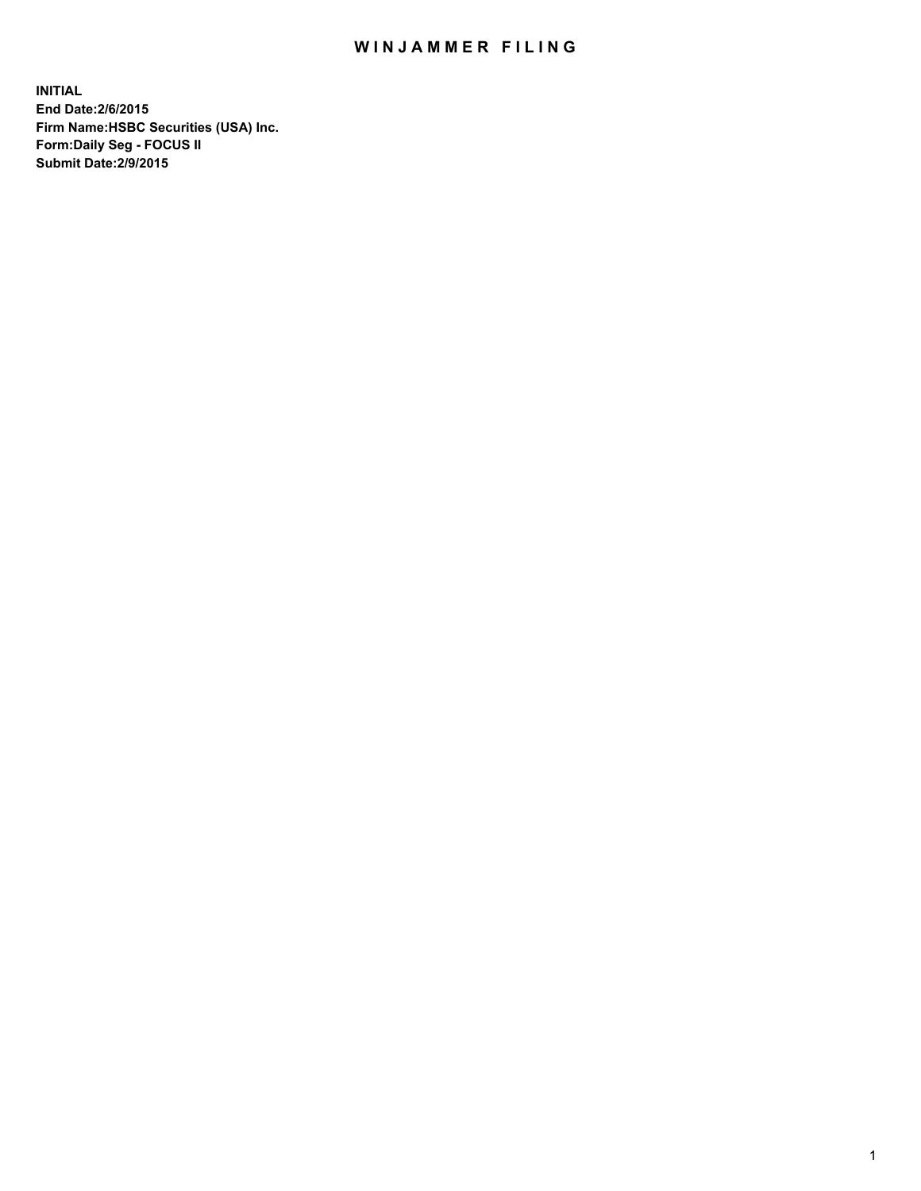# WINJAMMER FILING

**INITIAL**
**End Date:2/6/2015**
**Firm Name:HSBC Securities (USA) Inc.**
**Form:Daily Seg - FOCUS II**
**Submit Date:2/9/2015**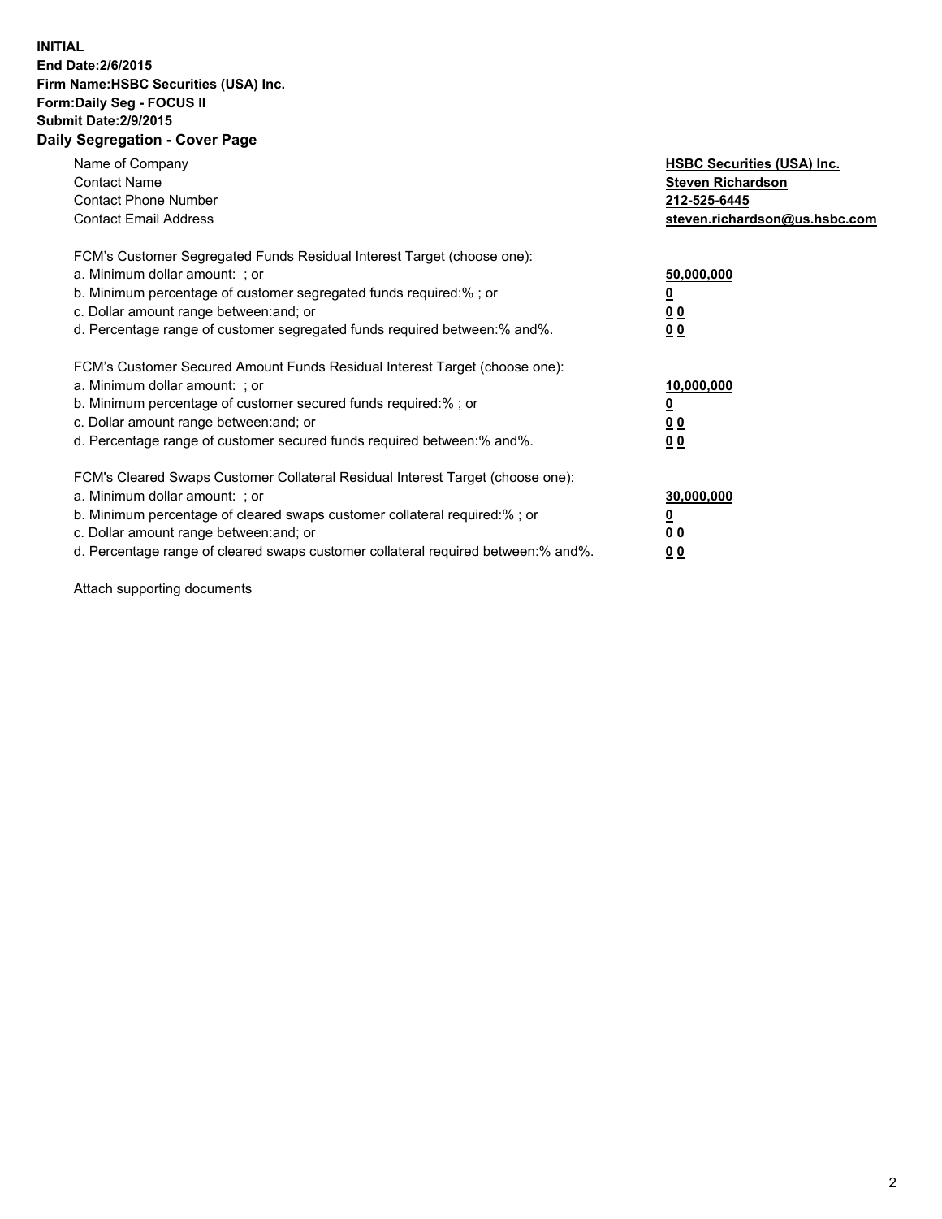**INITIAL**
**End Date:2/6/2015**
**Firm Name:HSBC Securities (USA) Inc.**
**Form:Daily Seg - FOCUS II**
**Submit Date:2/9/2015**

## Daily Segregation - Cover Page

| | |
|---|---|
| Name of Company | **HSBC Securities (USA) Inc.** |
| Contact Name | **Steven Richardson** |
| Contact Phone Number | **212-525-6445** |
| Contact Email Address | **steven.richardson@us.hsbc.com** |

| | |
|---|---|
| FCM's Customer Segregated Funds Residual Interest Target (choose one): | |
| a. Minimum dollar amount: ; or | **50,000,000** |
| b. Minimum percentage of customer segregated funds required:% ; or | **0** |
| c. Dollar amount range between:and; or | **0 0** |
| d. Percentage range of customer segregated funds required between:% and%. | **0 0** |

| | |
|---|---|
| FCM's Customer Secured Amount Funds Residual Interest Target (choose one): | |
| a. Minimum dollar amount: ; or | **10,000,000** |
| b. Minimum percentage of customer secured funds required:% ; or | **0** |
| c. Dollar amount range between:and; or | **0 0** |
| d. Percentage range of customer secured funds required between:% and%. | **0 0** |

| | |
|---|---|
| FCM's Cleared Swaps Customer Collateral Residual Interest Target (choose one): | |
| a. Minimum dollar amount: ; or | **30,000,000** |
| b. Minimum percentage of cleared swaps customer collateral required:% ; or | **0** |
| c. Dollar amount range between:and; or | **0 0** |
| d. Percentage range of cleared swaps customer collateral required between:% and%. | **0 0** |

Attach supporting documents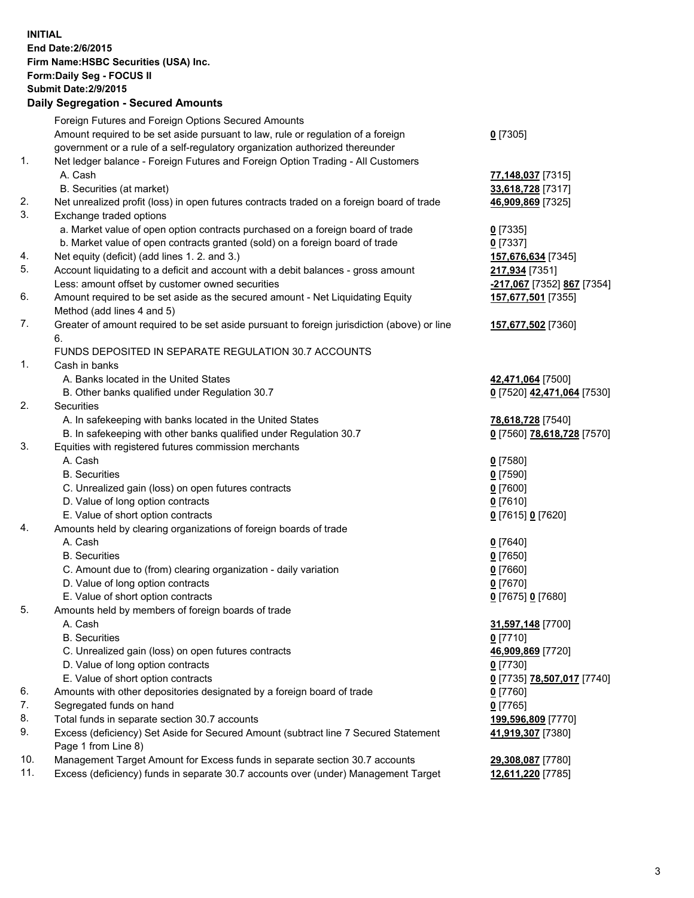**INITIAL**
**End Date:2/6/2015**
**Firm Name:HSBC Securities (USA) Inc.**
**Form:Daily Seg - FOCUS II**
**Submit Date:2/9/2015**
**Daily Segregation - Secured Amounts**

| | | |
|---|---|---|
| | Foreign Futures and Foreign Options Secured Amounts | |
| | Amount required to be set aside pursuant to law, rule or regulation of a foreign government or a rule of a self-regulatory organization authorized thereunder | **0** [7305] |
| 1. | Net ledger balance - Foreign Futures and Foreign Option Trading - All Customers | |
| | A. Cash | **77,148,037** [7315] |
| | B. Securities (at market) | **33,618,728** [7317] |
| 2. | Net unrealized profit (loss) in open futures contracts traded on a foreign board of trade | **46,909,869** [7325] |
| 3. | Exchange traded options | |
| | a. Market value of open option contracts purchased on a foreign board of trade | **0** [7335] |
| | b. Market value of open contracts granted (sold) on a foreign board of trade | **0** [7337] |
| 4. | Net equity (deficit) (add lines 1. 2. and 3.) | **157,676,634** [7345] |
| 5. | Account liquidating to a deficit and account with a debit balances - gross amount | **217,934** [7351] |
| | Less: amount offset by customer owned securities | **-217,067** [7352] **867** [7354] |
| 6. | Amount required to be set aside as the secured amount - Net Liquidating Equity Method (add lines 4 and 5) | **157,677,501** [7355] |
| 7. | Greater of amount required to be set aside pursuant to foreign jurisdiction (above) or line 6. | **157,677,502** [7360] |
| | FUNDS DEPOSITED IN SEPARATE REGULATION 30.7 ACCOUNTS | |
| 1. | Cash in banks | |
| | A. Banks located in the United States | **42,471,064** [7500] |
| | B. Other banks qualified under Regulation 30.7 | **0** [7520] **42,471,064** [7530] |
| 2. | Securities | |
| | A. In safekeeping with banks located in the United States | **78,618,728** [7540] |
| | B. In safekeeping with other banks qualified under Regulation 30.7 | **0** [7560] **78,618,728** [7570] |
| 3. | Equities with registered futures commission merchants | |
| | A. Cash | **0** [7580] |
| | B. Securities | **0** [7590] |
| | C. Unrealized gain (loss) on open futures contracts | **0** [7600] |
| | D. Value of long option contracts | **0** [7610] |
| | E. Value of short option contracts | **0** [7615] **0** [7620] |
| 4. | Amounts held by clearing organizations of foreign boards of trade | |
| | A. Cash | **0** [7640] |
| | B. Securities | **0** [7650] |
| | C. Amount due to (from) clearing organization - daily variation | **0** [7660] |
| | D. Value of long option contracts | **0** [7670] |
| | E. Value of short option contracts | **0** [7675] **0** [7680] |
| 5. | Amounts held by members of foreign boards of trade | |
| | A. Cash | **31,597,148** [7700] |
| | B. Securities | **0** [7710] |
| | C. Unrealized gain (loss) on open futures contracts | **46,909,869** [7720] |
| | D. Value of long option contracts | **0** [7730] |
| | E. Value of short option contracts | **0** [7735] **78,507,017** [7740] |
| 6. | Amounts with other depositories designated by a foreign board of trade | **0** [7760] |
| 7. | Segregated funds on hand | **0** [7765] |
| 8. | Total funds in separate section 30.7 accounts | **199,596,809** [7770] |
| 9. | Excess (deficiency) Set Aside for Secured Amount (subtract line 7 Secured Statement Page 1 from Line 8) | **41,919,307** [7380] |
| 10. | Management Target Amount for Excess funds in separate section 30.7 accounts | **29,308,087** [7780] |
| 11. | Excess (deficiency) funds in separate 30.7 accounts over (under) Management Target | **12,611,220** [7785] |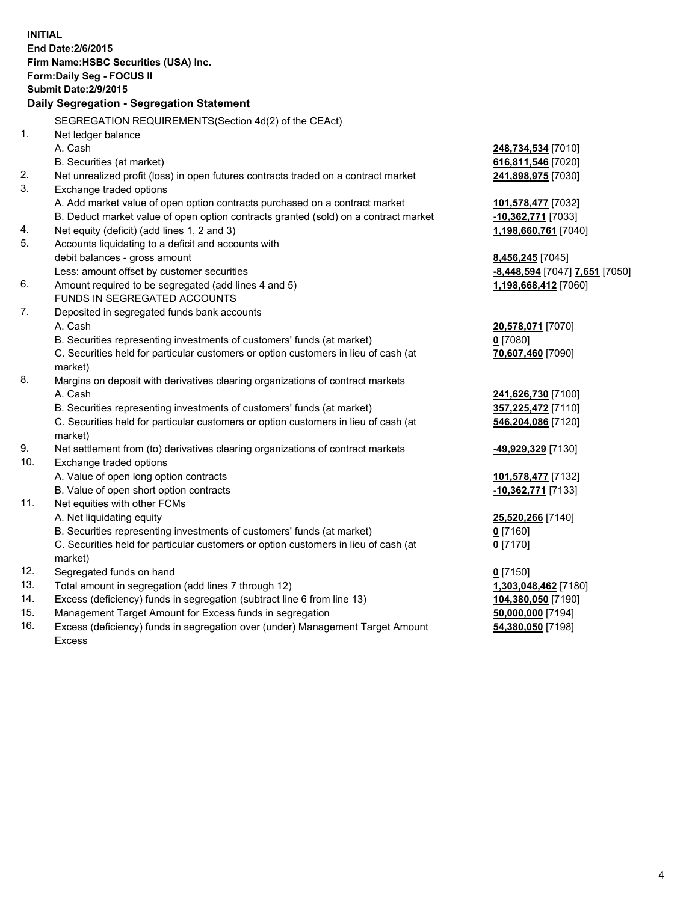**INITIAL**
**End Date:2/6/2015**
**Firm Name:HSBC Securities (USA) Inc.**
**Form:Daily Seg - FOCUS II**
**Submit Date:2/9/2015**

### Daily Segregation - Segregation Statement

SEGREGATION REQUIREMENTS(Section 4d(2) of the CEAct)

| | | |
|---|---|---|
| 1. | Net ledger balance | |
| | A. Cash | **248,734,534** [7010] |
| | B. Securities (at market) | **616,811,546** [7020] |
| 2. | Net unrealized profit (loss) in open futures contracts traded on a contract market | **241,898,975** [7030] |
| 3. | Exchange traded options | |
| | A. Add market value of open option contracts purchased on a contract market | **101,578,477** [7032] |
| | B. Deduct market value of open option contracts granted (sold) on a contract market | **-10,362,771** [7033] |
| 4. | Net equity (deficit) (add lines 1, 2 and 3) | **1,198,660,761** [7040] |
| 5. | Accounts liquidating to a deficit and accounts with | |
| | debit balances - gross amount | **8,456,245** [7045] |
| | Less: amount offset by customer securities | **-8,448,594** [7047] **7,651** [7050] |
| 6. | Amount required to be segregated (add lines 4 and 5) | **1,198,668,412** [7060] |
| | FUNDS IN SEGREGATED ACCOUNTS | |
| 7. | Deposited in segregated funds bank accounts | |
| | A. Cash | **20,578,071** [7070] |
| | B. Securities representing investments of customers' funds (at market) | **0** [7080] |
| | C. Securities held for particular customers or option customers in lieu of cash (at market) | **70,607,460** [7090] |
| 8. | Margins on deposit with derivatives clearing organizations of contract markets | |
| | A. Cash | **241,626,730** [7100] |
| | B. Securities representing investments of customers' funds (at market) | **357,225,472** [7110] |
| | C. Securities held for particular customers or option customers in lieu of cash (at market) | **546,204,086** [7120] |
| 9. | Net settlement from (to) derivatives clearing organizations of contract markets | **-49,929,329** [7130] |
| 10. | Exchange traded options | |
| | A. Value of open long option contracts | **101,578,477** [7132] |
| | B. Value of open short option contracts | **-10,362,771** [7133] |
| 11. | Net equities with other FCMs | |
| | A. Net liquidating equity | **25,520,266** [7140] |
| | B. Securities representing investments of customers' funds (at market) | **0** [7160] |
| | C. Securities held for particular customers or option customers in lieu of cash (at market) | **0** [7170] |
| 12. | Segregated funds on hand | **0** [7150] |
| 13. | Total amount in segregation (add lines 7 through 12) | **1,303,048,462** [7180] |
| 14. | Excess (deficiency) funds in segregation (subtract line 6 from line 13) | **104,380,050** [7190] |
| 15. | Management Target Amount for Excess funds in segregation | **50,000,000** [7194] |
| 16. | Excess (deficiency) funds in segregation over (under) Management Target Amount Excess | **54,380,050** [7198] |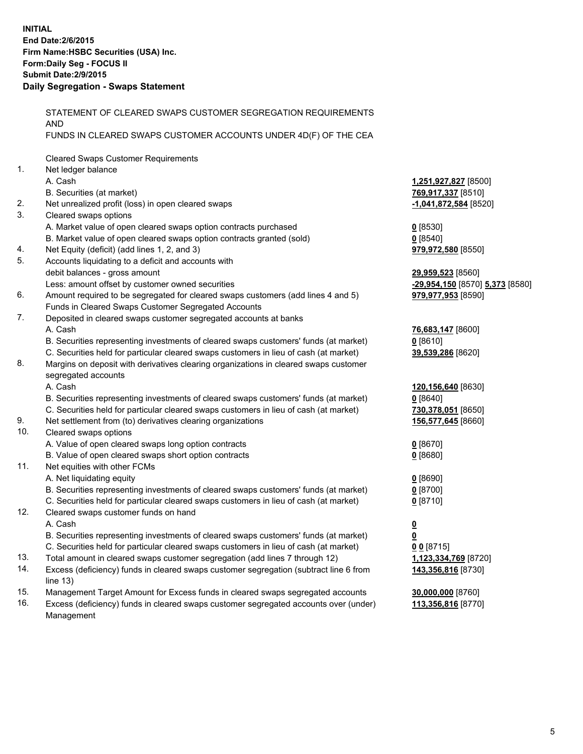**INITIAL**
**End Date:2/6/2015**
**Firm Name:HSBC Securities (USA) Inc.**
**Form:Daily Seg - FOCUS II**
**Submit Date:2/9/2015**
**Daily Segregation - Swaps Statement**

STATEMENT OF CLEARED SWAPS CUSTOMER SEGREGATION REQUIREMENTS AND FUNDS IN CLEARED SWAPS CUSTOMER ACCOUNTS UNDER 4D(F) OF THE CEA

| | | |
|---|---|---|
| | Cleared Swaps Customer Requirements | |
| 1. | Net ledger balance | |
| | A. Cash | **1,251,927,827** [8500] |
| | B. Securities (at market) | **769,917,337** [8510] |
| 2. | Net unrealized profit (loss) in open cleared swaps | **-1,041,872,584** [8520] |
| 3. | Cleared swaps options | |
| | A. Market value of open cleared swaps option contracts purchased | **0** [8530] |
| | B. Market value of open cleared swaps option contracts granted (sold) | **0** [8540] |
| 4. | Net Equity (deficit) (add lines 1, 2, and 3) | **979,972,580** [8550] |
| 5. | Accounts liquidating to a deficit and accounts with debit balances - gross amount | **29,959,523** [8560] |
| | Less: amount offset by customer owned securities | **-29,954,150** [8570] **5,373** [8580] |
| 6. | Amount required to be segregated for cleared swaps customers (add lines 4 and 5) | **979,977,953** [8590] |
| | Funds in Cleared Swaps Customer Segregated Accounts | |
| 7. | Deposited in cleared swaps customer segregated accounts at banks | |
| | A. Cash | **76,683,147** [8600] |
| | B. Securities representing investments of cleared swaps customers' funds (at market) | **0** [8610] |
| | C. Securities held for particular cleared swaps customers in lieu of cash (at market) | **39,539,286** [8620] |
| 8. | Margins on deposit with derivatives clearing organizations in cleared swaps customer segregated accounts | |
| | A. Cash | **120,156,640** [8630] |
| | B. Securities representing investments of cleared swaps customers' funds (at market) | **0** [8640] |
| | C. Securities held for particular cleared swaps customers in lieu of cash (at market) | **730,378,051** [8650] |
| 9. | Net settlement from (to) derivatives clearing organizations | **156,577,645** [8660] |
| 10. | Cleared swaps options | |
| | A. Value of open cleared swaps long option contracts | **0** [8670] |
| | B. Value of open cleared swaps short option contracts | **0** [8680] |
| 11. | Net equities with other FCMs | |
| | A. Net liquidating equity | **0** [8690] |
| | B. Securities representing investments of cleared swaps customers' funds (at market) | **0** [8700] |
| | C. Securities held for particular cleared swaps customers in lieu of cash (at market) | **0** [8710] |
| 12. | Cleared swaps customer funds on hand | |
| | A. Cash | **0** |
| | B. Securities representing investments of cleared swaps customers' funds (at market) | **0** |
| | C. Securities held for particular cleared swaps customers in lieu of cash (at market) | **0** **0** [8715] |
| 13. | Total amount in cleared swaps customer segregation (add lines 7 through 12) | **1,123,334,769** [8720] |
| 14. | Excess (deficiency) funds in cleared swaps customer segregation (subtract line 6 from line 13) | **143,356,816** [8730] |
| 15. | Management Target Amount for Excess funds in cleared swaps segregated accounts | **30,000,000** [8760] |
| 16. | Excess (deficiency) funds in cleared swaps customer segregated accounts over (under) Management | **113,356,816** [8770] |